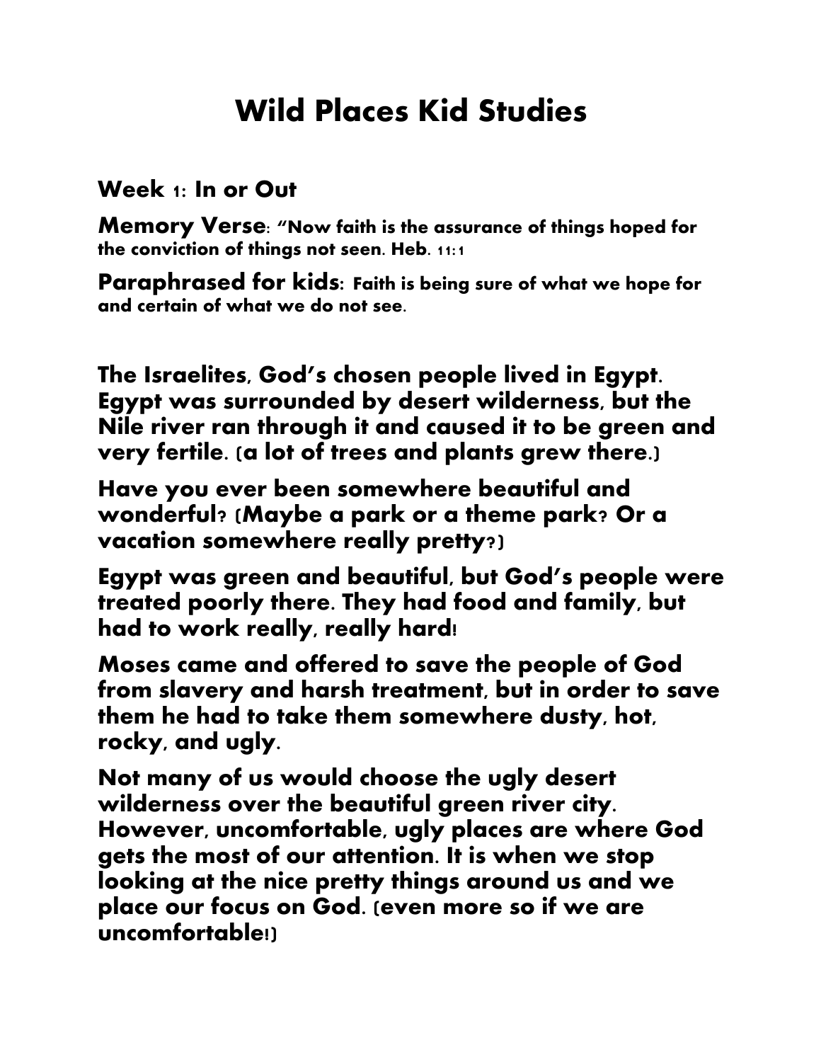# Wild Places Kid Studies

## Week 1: In or Out

**Memory Verse**: "Now faith is the assurance of things hoped for the conviction of things not seen. Heb. 11:1

**Paraphrased for kids**: Faith is being sure of what we hope for and certain of what we do not see.

The Israelites, God's chosen people lived in Egypt. Egypt was surrounded by desert wilderness, but the Nile river ran through it and caused it to be green and very fertile. (a lot of trees and plants grew there.)

Have you ever been somewhere beautiful and wonderful? (Maybe a park or a theme park? Or a vacation somewhere really pretty?)

Egypt was green and beautiful, but God's people were treated poorly there. They had food and family, but had to work really, really hard!

Moses came and offered to save the people of God from slavery and harsh treatment, but in order to save them he had to take them somewhere dusty, hot, rocky, and ugly.

Not many of us would choose the ugly desert wilderness over the beautiful green river city. However, uncomfortable, ugly places are where God gets the most of our attention. It is when we stop looking at the nice pretty things around us and we place our focus on God. (even more so if we are uncomfortable!)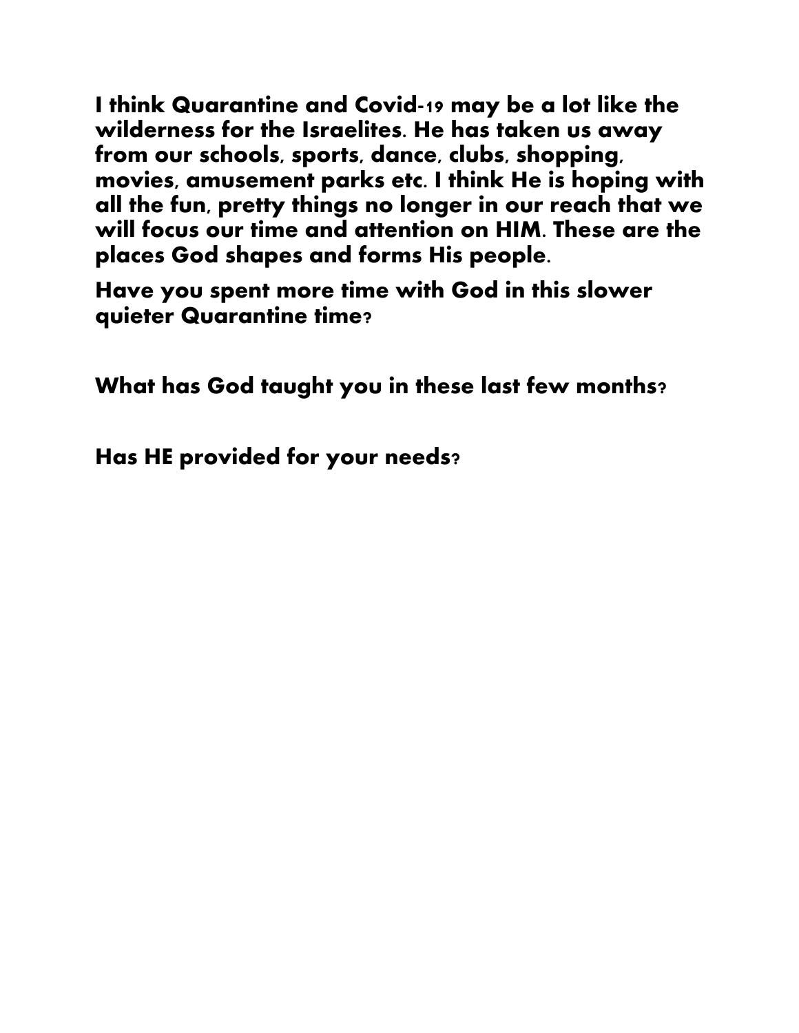**I think Quarantine and Covid-19 may be a lot like the wilderness for the Israelites. He has taken us away from our schools, sports, dance, clubs, shopping, movies, amusement parks etc. I think He is hoping with all the fun, pretty things no longer in our reach that we will focus our time and attention on HIM. These are the places God shapes and forms His people.**

**Have you spent more time with God in this slower quieter Quarantine time?**

**What has God taught you in these last few months?**

**Has HE provided for your needs?**